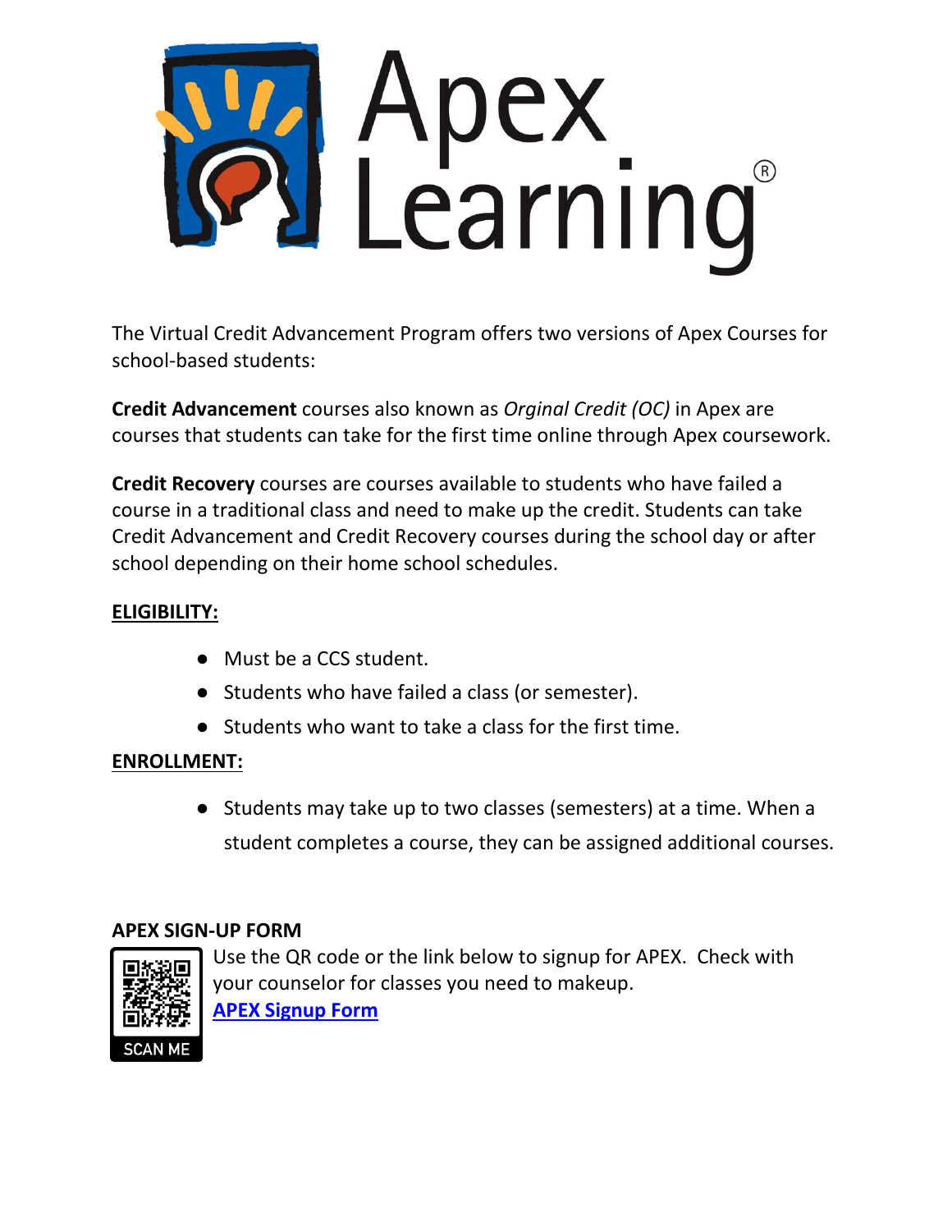# Apex Learning®

The Virtual Credit Advancement Program offers two versions of Apex Courses for school-based students:

**Credit Advancement** courses also known as *Orginal Credit (OC)* in Apex are courses that students can take for the first time online through Apex coursework.

**Credit Recovery** courses are courses available to students who have failed a course in a traditional class and need to make up the credit. Students can take Credit Advancement and Credit Recovery courses during the school day or after school depending on their home school schedules.

**ELIGIBILITY:**

- Must be a CCS student.
- Students who have failed a class (or semester).
- Students who want to take a class for the first time.

**ENROLLMENT:**

- Students may take up to two classes (semesters) at a time. When a student completes a course, they can be assigned additional courses.

**APEX SIGN-UP FORM**

SCAN ME

Use the QR code or the link below to signup for APEX. Check with your counselor for classes you need to makeup.

**APEX Signup Form**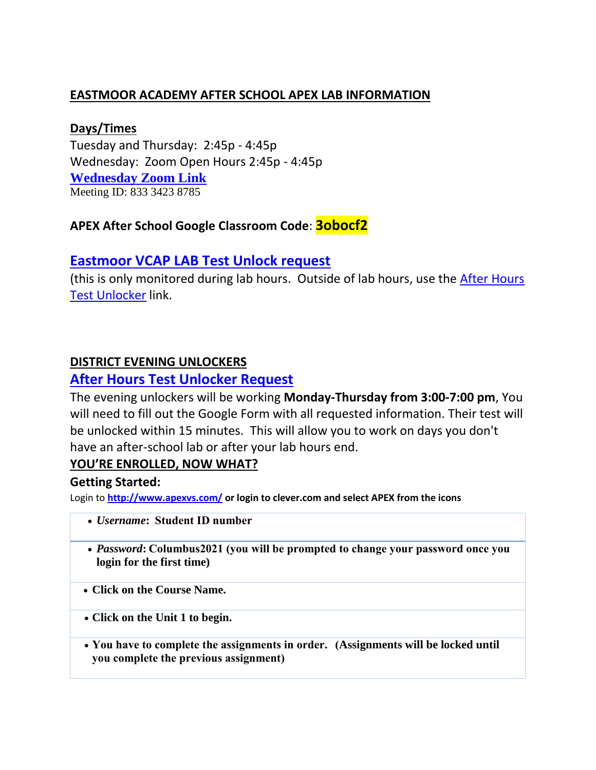## EASTMOOR ACADEMY AFTER SCHOOL APEX LAB INFORMATION

**Days/Times**

Tuesday and Thursday: 2:45p - 4:45p

Wednesday: Zoom Open Hours 2:45p - 4:45p

**Wednesday Zoom Link**

Meeting ID: 833 3423 8785

**APEX After School Google Classroom Code**: **3obocf2**

### Eastmoor VCAP LAB Test Unlock request

(this is only monitored during lab hours. Outside of lab hours, use the After Hours Test Unlocker link.

**DISTRICT EVENING UNLOCKERS**

### After Hours Test Unlocker Request

The evening unlockers will be working **Monday-Thursday from 3:00-7:00 pm**, You will need to fill out the Google Form with all requested information. Their test will be unlocked within 15 minutes. This will allow you to work on days you don't have an after-school lab or after your lab hours end.

**YOU'RE ENROLLED, NOW WHAT?**

**Getting Started:**

**Login to http://www.apexvs.com/ or login to clever.com and select APEX from the icons**

- ***Username*: Student ID number**
- ***Password*: Columbus2021 (you will be prompted to change your password once you login for the first time)**
- **Click on the Course Name.**
- **Click on the Unit 1 to begin.**
- **You have to complete the assignments in order. (Assignments will be locked until you complete the previous assignment)**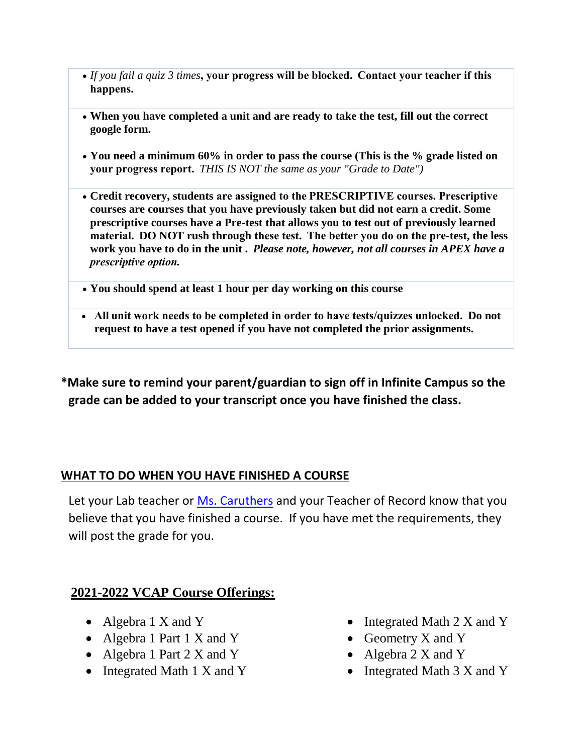- *If you fail a quiz 3 times*, **your progress will be blocked. Contact your teacher if this happens.**
- **When you have completed a unit and are ready to take the test, fill out the correct google form.**
- **You need a minimum 60% in order to pass the course (This is the % grade listed on your progress report.** *THIS IS NOT the same as your "Grade to Date")*
- **Credit recovery, students are assigned to the PRESCRIPTIVE courses. Prescriptive courses are courses that you have previously taken but did not earn a credit. Some prescriptive courses have a Pre-test that allows you to test out of previously learned material. DO NOT rush through these test. The better you do on the pre-test, the less work you have to do in the unit .** ***Please note, however, not all courses in APEX have a prescriptive option.***
- **You should spend at least 1 hour per day working on this course**
- **All unit work needs to be completed in order to have tests/quizzes unlocked. Do not request to have a test opened if you have not completed the prior assignments.**

**\*Make sure to remind your parent/guardian to sign off in Infinite Campus so the grade can be added to your transcript once you have finished the class.**

## WHAT TO DO WHEN YOU HAVE FINISHED A COURSE

Let your Lab teacher or Ms. Caruthers and your Teacher of Record know that you believe that you have finished a course. If you have met the requirements, they will post the grade for you.

## 2021-2022 VCAP Course Offerings:

- Algebra 1 X and Y
- Algebra 1 Part 1 X and Y
- Algebra 1 Part 2 X and Y
- Integrated Math 1 X and Y
- Integrated Math 2 X and Y
- Geometry X and Y
- Algebra 2 X and Y
- Integrated Math 3 X and Y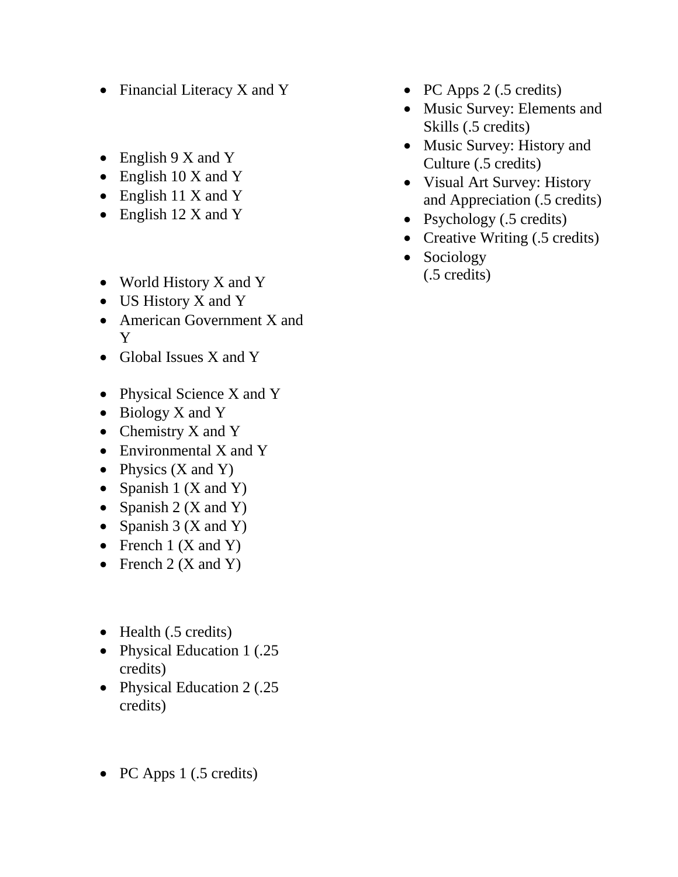- Financial Literacy X and Y

- English 9 X and Y
- English 10 X and Y
- English 11 X and Y
- English 12 X and Y

- World History X and Y
- US History X and Y
- American Government X and Y
- Global Issues X and Y

- Physical Science X and Y
- Biology X and Y
- Chemistry X and Y
- Environmental X and Y
- Physics (X and Y)
- Spanish 1 (X and Y)
- Spanish 2 (X and Y)
- Spanish 3 (X and Y)
- French 1 (X and Y)
- French 2 (X and Y)

- Health (.5 credits)
- Physical Education 1 (.25 credits)
- Physical Education 2 (.25 credits)

- PC Apps 1 (.5 credits)
- PC Apps 2 (.5 credits)
- Music Survey: Elements and Skills (.5 credits)
- Music Survey: History and Culture (.5 credits)
- Visual Art Survey: History and Appreciation (.5 credits)
- Psychology (.5 credits)
- Creative Writing (.5 credits)
- Sociology (.5 credits)